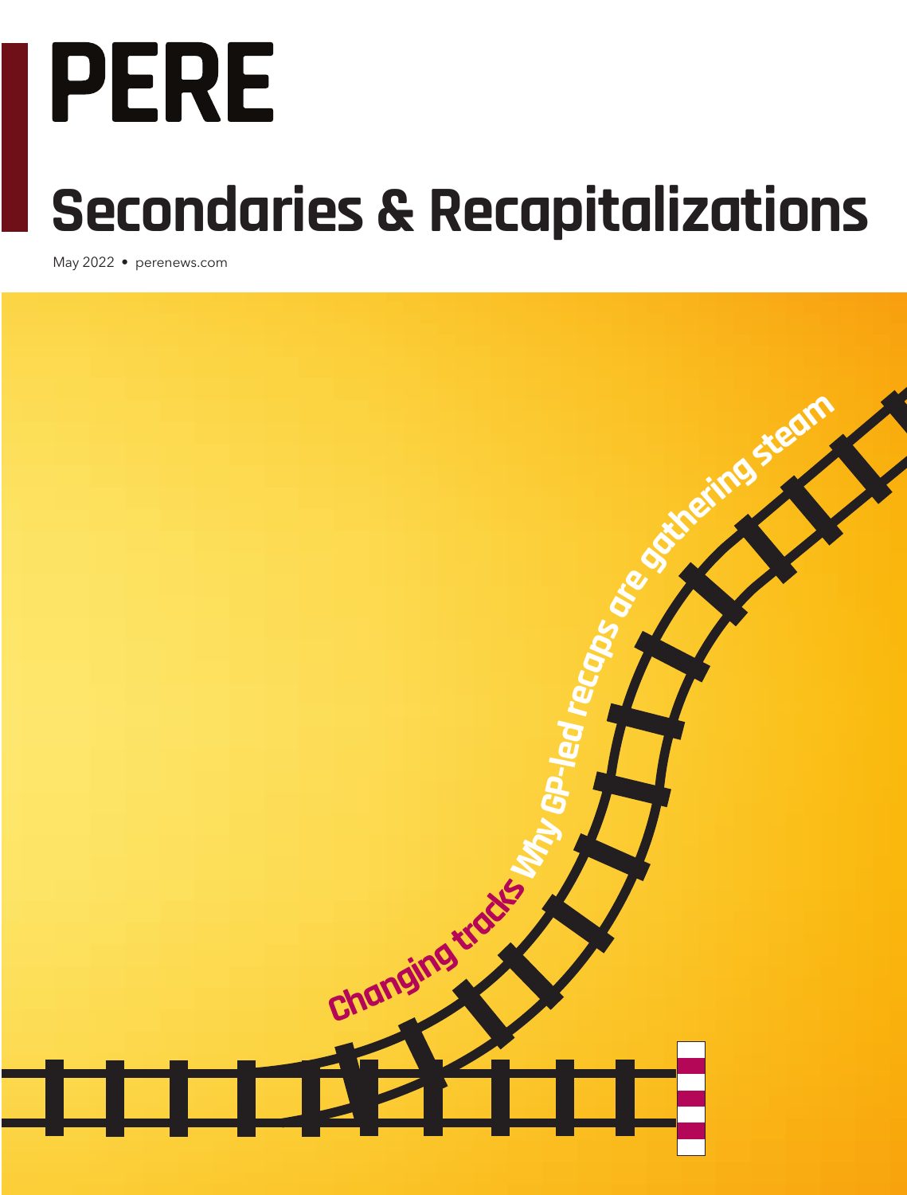# PERE

## Secondaries & Recapitalizations

May 2022 • perenews.com

**Changing tracks** Why GP-led recaps are gathering steam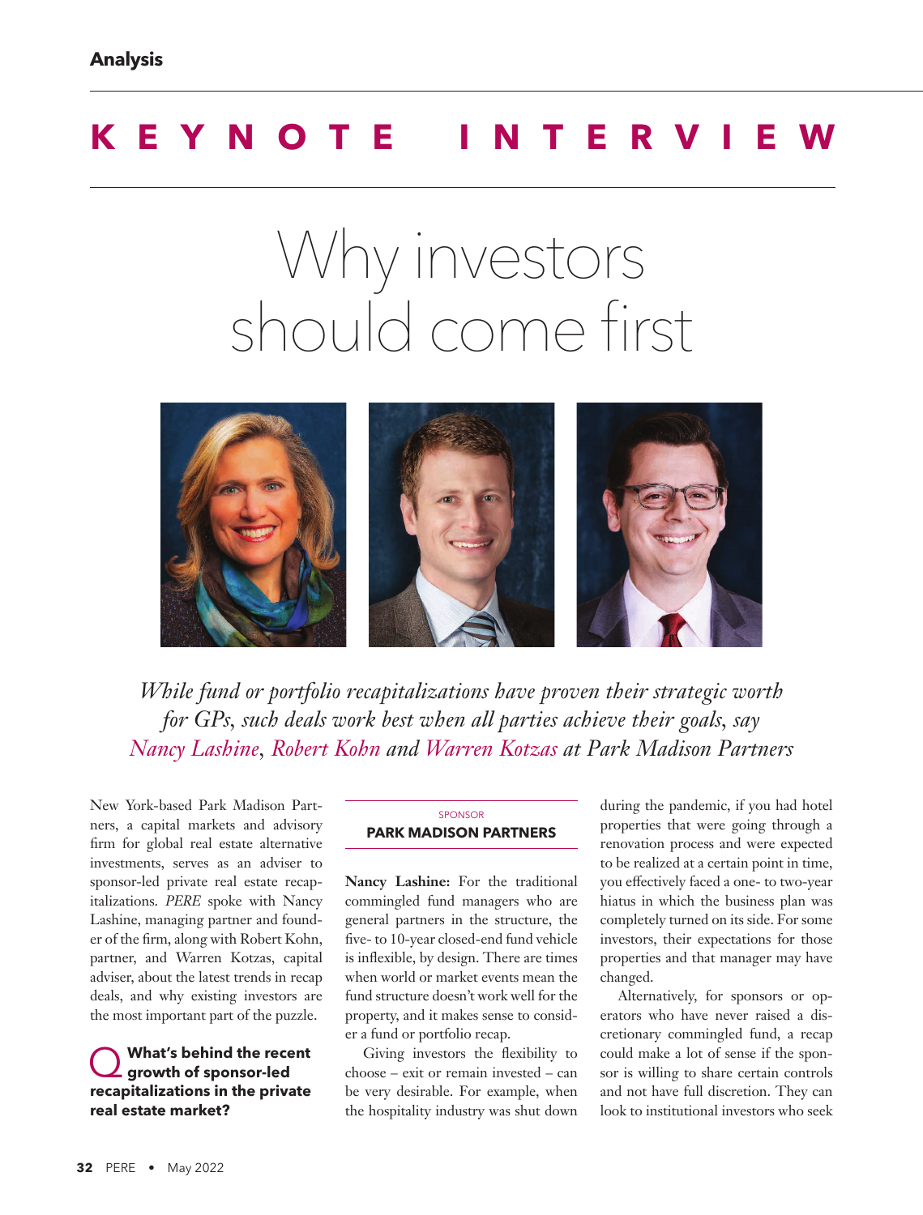Analysis

# KEYNOTE INTERVIEW

# Why investors should come first

*While fund or portfolio recapitalizations have proven their strategic worth for GPs, such deals work best when all parties achieve their goals, say Nancy Lashine, Robert Kohn and Warren Kotzas at Park Madison Partners*

New York-based Park Madison Partners, a capital markets and advisory firm for global real estate alternative investments, serves as an adviser to sponsor-led private real estate recapitalizations. *PERE* spoke with Nancy Lashine, managing partner and founder of the firm, along with Robert Kohn, partner, and Warren Kotzas, capital adviser, about the latest trends in recap deals, and why existing investors are the most important part of the puzzle.

SPONSOR
**PARK MADISON PARTNERS**

**Q What's behind the recent growth of sponsor-led recapitalizations in the private real estate market?**

**Nancy Lashine:** For the traditional commingled fund managers who are general partners in the structure, the five- to 10-year closed-end fund vehicle is inflexible, by design. There are times when world or market events mean the fund structure doesn't work well for the property, and it makes sense to consider a fund or portfolio recap.

Giving investors the flexibility to choose – exit or remain invested – can be very desirable. For example, when the hospitality industry was shut down during the pandemic, if you had hotel properties that were going through a renovation process and were expected to be realized at a certain point in time, you effectively faced a one- to two-year hiatus in which the business plan was completely turned on its side. For some investors, their expectations for those properties and that manager may have changed.

Alternatively, for sponsors or operators who have never raised a discretionary commingled fund, a recap could make a lot of sense if the sponsor is willing to share certain controls and not have full discretion. They can look to institutional investors who seek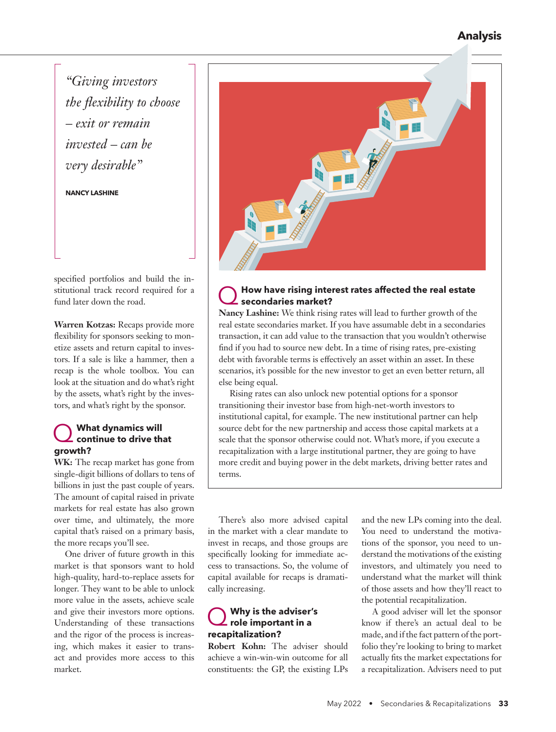> *"Giving investors the flexibility to choose – exit or remain invested – can be very desirable"*
>
> **NANCY LASHINE**

specified portfolios and build the institutional track record required for a fund later down the road.

**Warren Kotzas:** Recaps provide more flexibility for sponsors seeking to monetize assets and return capital to investors. If a sale is like a hammer, then a recap is the whole toolbox. You can look at the situation and do what's right by the assets, what's right by the investors, and what's right by the sponsor.

### Q What dynamics will continue to drive that growth?

**WK:** The recap market has gone from single-digit billions of dollars to tens of billions in just the past couple of years. The amount of capital raised in private markets for real estate has also grown over time, and ultimately, the more capital that's raised on a primary basis, the more recaps you'll see.

One driver of future growth in this market is that sponsors want to hold high-quality, hard-to-replace assets for longer. They want to be able to unlock more value in the assets, achieve scale and give their investors more options. Understanding of these transactions and the rigor of the process is increasing, which makes it easier to transact and provides more access to this market.

There's also more advised capital in the market with a clear mandate to invest in recaps, and those groups are specifically looking for immediate access to transactions. So, the volume of capital available for recaps is dramatically increasing.

### Q Why is the adviser's role important in a recapitalization?

**Robert Kohn:** The adviser should achieve a win-win-win outcome for all constituents: the GP, the existing LPs and the new LPs coming into the deal. You need to understand the motivations of the sponsor, you need to understand the motivations of the existing investors, and ultimately you need to understand what the market will think of those assets and how they'll react to the potential recapitalization.

A good adviser will let the sponsor know if there's an actual deal to be made, and if the fact pattern of the portfolio they're looking to bring to market actually fits the market expectations for a recapitalization. Advisers need to put

---

### Q How have rising interest rates affected the real estate secondaries market?

**Nancy Lashine:** We think rising rates will lead to further growth of the real estate secondaries market. If you have assumable debt in a secondaries transaction, it can add value to the transaction that you wouldn't otherwise find if you had to source new debt. In a time of rising rates, pre-existing debt with favorable terms is effectively an asset within an asset. In these scenarios, it's possible for the new investor to get an even better return, all else being equal.

Rising rates can also unlock new potential options for a sponsor transitioning their investor base from high-net-worth investors to institutional capital, for example. The new institutional partner can help source debt for the new partnership and access those capital markets at a scale that the sponsor otherwise could not. What's more, if you execute a recapitalization with a large institutional partner, they are going to have more credit and buying power in the debt markets, driving better rates and terms.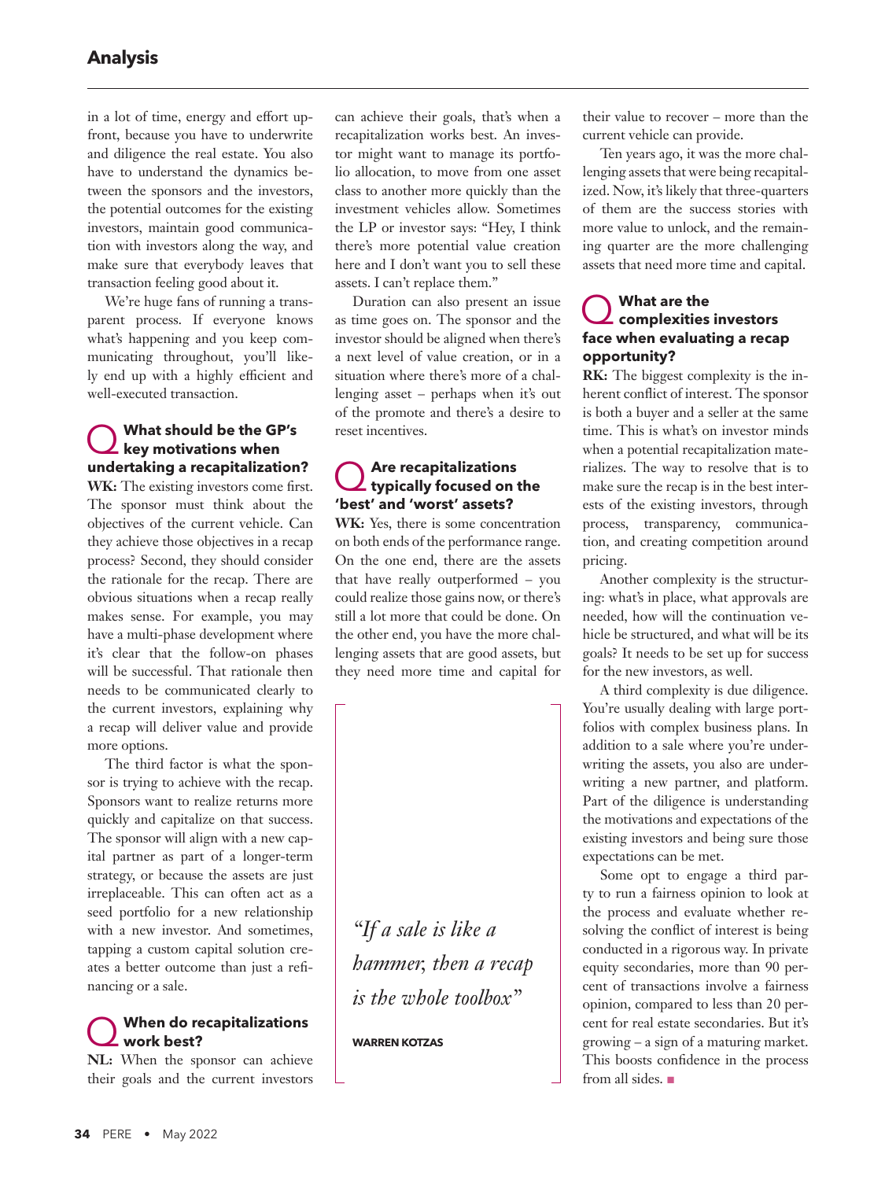in a lot of time, energy and effort upfront, because you have to underwrite and diligence the real estate. You also have to understand the dynamics between the sponsors and the investors, the potential outcomes for the existing investors, maintain good communication with investors along the way, and make sure that everybody leaves that transaction feeling good about it.

We're huge fans of running a transparent process. If everyone knows what's happening and you keep communicating throughout, you'll likely end up with a highly efficient and well-executed transaction.

## Q What should be the GP's key motivations when undertaking a recapitalization?

**WK:** The existing investors come first. The sponsor must think about the objectives of the current vehicle. Can they achieve those objectives in a recap process? Second, they should consider the rationale for the recap. There are obvious situations when a recap really makes sense. For example, you may have a multi-phase development where it's clear that the follow-on phases will be successful. That rationale then needs to be communicated clearly to the current investors, explaining why a recap will deliver value and provide more options.

The third factor is what the sponsor is trying to achieve with the recap. Sponsors want to realize returns more quickly and capitalize on that success. The sponsor will align with a new capital partner as part of a longer-term strategy, or because the assets are just irreplaceable. This can often act as a seed portfolio for a new relationship with a new investor. And sometimes, tapping a custom capital solution creates a better outcome than just a refinancing or a sale.

## Q When do recapitalizations work best?

**NL:** When the sponsor can achieve their goals and the current investors can achieve their goals, that's when a recapitalization works best. An investor might want to manage its portfolio allocation, to move from one asset class to another more quickly than the investment vehicles allow. Sometimes the LP or investor says: "Hey, I think there's more potential value creation here and I don't want you to sell these assets. I can't replace them."

Duration can also present an issue as time goes on. The sponsor and the investor should be aligned when there's a next level of value creation, or in a situation where there's more of a challenging asset – perhaps when it's out of the promote and there's a desire to reset incentives.

## Q Are recapitalizations typically focused on the 'best' and 'worst' assets?

**WK:** Yes, there is some concentration on both ends of the performance range. On the one end, there are the assets that have really outperformed – you could realize those gains now, or there's still a lot more that could be done. On the other end, you have the more challenging assets that are good assets, but they need more time and capital for their value to recover – more than the current vehicle can provide.

Ten years ago, it was the more challenging assets that were being recapitalized. Now, it's likely that three-quarters of them are the success stories with more value to unlock, and the remaining quarter are the more challenging assets that need more time and capital.

> *"If a sale is like a hammer, then a recap is the whole toolbox"*
>
> **WARREN KOTZAS**

## Q What are the complexities investors face when evaluating a recap opportunity?

**RK:** The biggest complexity is the inherent conflict of interest. The sponsor is both a buyer and a seller at the same time. This is what's on investor minds when a potential recapitalization materializes. The way to resolve that is to make sure the recap is in the best interests of the existing investors, through process, transparency, communication, and creating competition around pricing.

Another complexity is the structuring: what's in place, what approvals are needed, how will the continuation vehicle be structured, and what will be its goals? It needs to be set up for success for the new investors, as well.

A third complexity is due diligence. You're usually dealing with large portfolios with complex business plans. In addition to a sale where you're underwriting the assets, you also are underwriting a new partner, and platform. Part of the diligence is understanding the motivations and expectations of the existing investors and being sure those expectations can be met.

Some opt to engage a third party to run a fairness opinion to look at the process and evaluate whether resolving the conflict of interest is being conducted in a rigorous way. In private equity secondaries, more than 90 percent of transactions involve a fairness opinion, compared to less than 20 percent for real estate secondaries. But it's growing – a sign of a maturing market. This boosts confidence in the process from all sides. ■